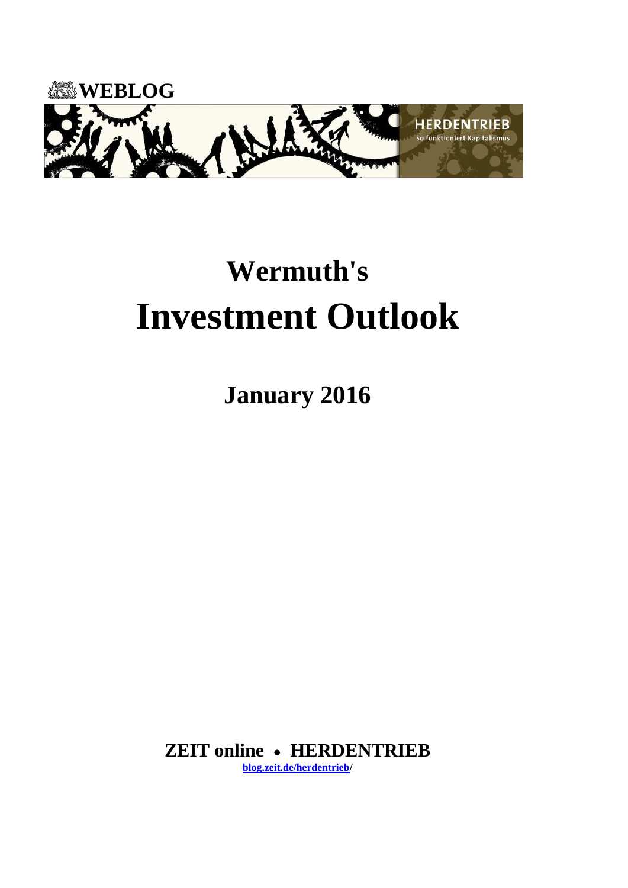**WEBLOG**

HERDENTRIEB

So funktioniert Kapitalismus

# Wermuth's
# Investment Outlook

## January 2016

**ZEIT online • HERDENTRIEB**

[blog.zeit.de/herdentrieb/](blog.zeit.de/herdentrieb/)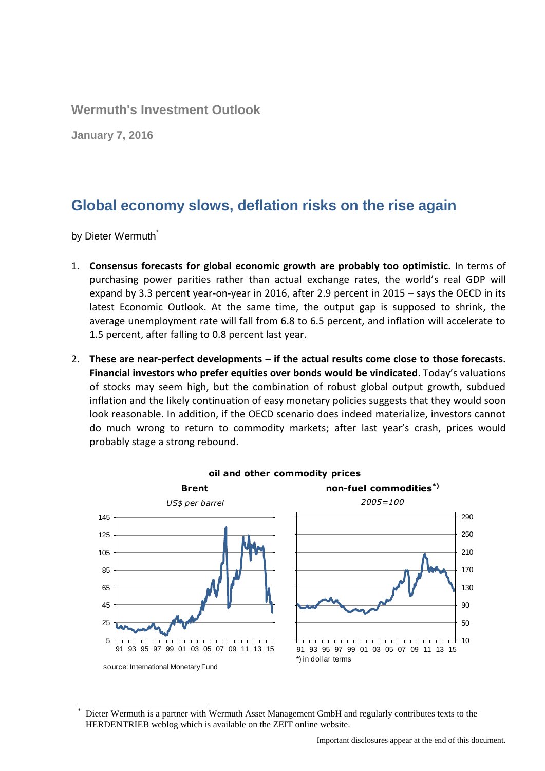**Wermuth's Investment Outlook**

**January 7, 2016**

# Global economy slows, deflation risks on the rise again

by Dieter Wermuth*

1. **Consensus forecasts for global economic growth are probably too optimistic.** In terms of purchasing power parities rather than actual exchange rates, the world's real GDP will expand by 3.3 percent year-on-year in 2016, after 2.9 percent in 2015 – says the OECD in its latest Economic Outlook. At the same time, the output gap is supposed to shrink, the average unemployment rate will fall from 6.8 to 6.5 percent, and inflation will accelerate to 1.5 percent, after falling to 0.8 percent last year.

2. **These are near-perfect developments – if the actual results come close to those forecasts. Financial investors who prefer equities over bonds would be vindicated**. Today's valuations of stocks may seem high, but the combination of robust global output growth, subdued inflation and the likely continuation of easy monetary policies suggests that they would soon look reasonable. In addition, if the OECD scenario does indeed materialize, investors cannot do much wrong to return to commodity markets; after last year's crash, prices would probably stage a strong rebound.

**oil and other commodity prices**

**Brent** — *US$ per barrel*

**non-fuel commodities*)** — *2005=100*

*) in dollar terms

source: International Monetary Fund

---

* Dieter Wermuth is a partner with Wermuth Asset Management GmbH and regularly contributes texts to the HERDENTRIEB weblog which is available on the ZEIT online website.

Important disclosures appear at the end of this document.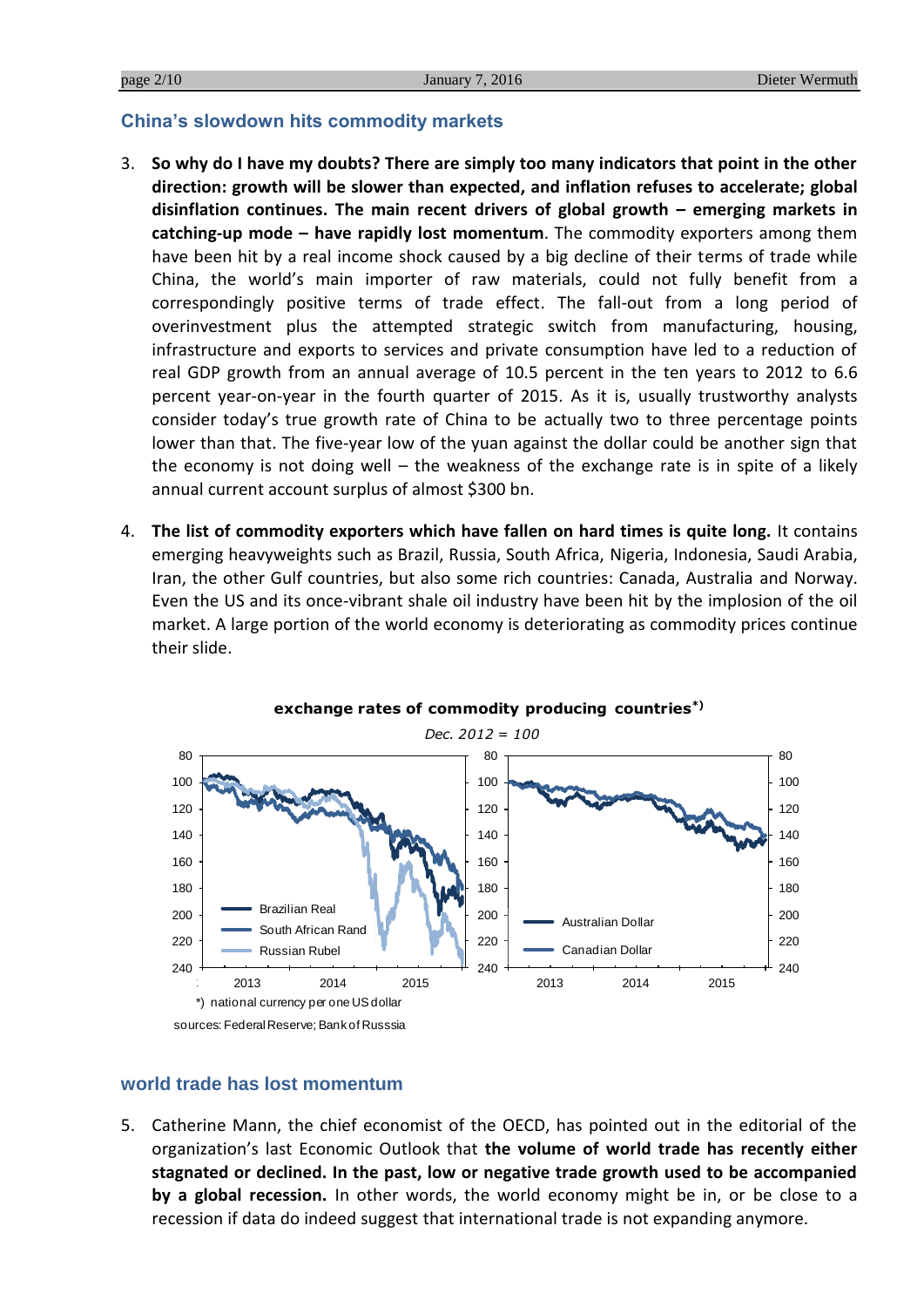## China's slowdown hits commodity markets

3. **So why do I have my doubts? There are simply too many indicators that point in the other direction: growth will be slower than expected, and inflation refuses to accelerate; global disinflation continues. The main recent drivers of global growth – emerging markets in catching-up mode – have rapidly lost momentum**. The commodity exporters among them have been hit by a real income shock caused by a big decline of their terms of trade while China, the world's main importer of raw materials, could not fully benefit from a correspondingly positive terms of trade effect. The fall-out from a long period of overinvestment plus the attempted strategic switch from manufacturing, housing, infrastructure and exports to services and private consumption have led to a reduction of real GDP growth from an annual average of 10.5 percent in the ten years to 2012 to 6.6 percent year-on-year in the fourth quarter of 2015. As it is, usually trustworthy analysts consider today's true growth rate of China to be actually two to three percentage points lower than that. The five-year low of the yuan against the dollar could be another sign that the economy is not doing well – the weakness of the exchange rate is in spite of a likely annual current account surplus of almost $300 bn.

4. **The list of commodity exporters which have fallen on hard times is quite long.** It contains emerging heavyweights such as Brazil, Russia, South Africa, Nigeria, Indonesia, Saudi Arabia, Iran, the other Gulf countries, but also some rich countries: Canada, Australia and Norway. Even the US and its once-vibrant shale oil industry have been hit by the implosion of the oil market. A large portion of the world economy is deteriorating as commodity prices continue their slide.

**exchange rates of commodity producing countries*)**

*Dec. 2012 = 100*

*) national currency per one US dollar

sources: Federal Reserve; Bank of Russsia

## world trade has lost momentum

5. Catherine Mann, the chief economist of the OECD, has pointed out in the editorial of the organization's last Economic Outlook that **the volume of world trade has recently either stagnated or declined. In the past, low or negative trade growth used to be accompanied by a global recession.** In other words, the world economy might be in, or be close to a recession if data do indeed suggest that international trade is not expanding anymore.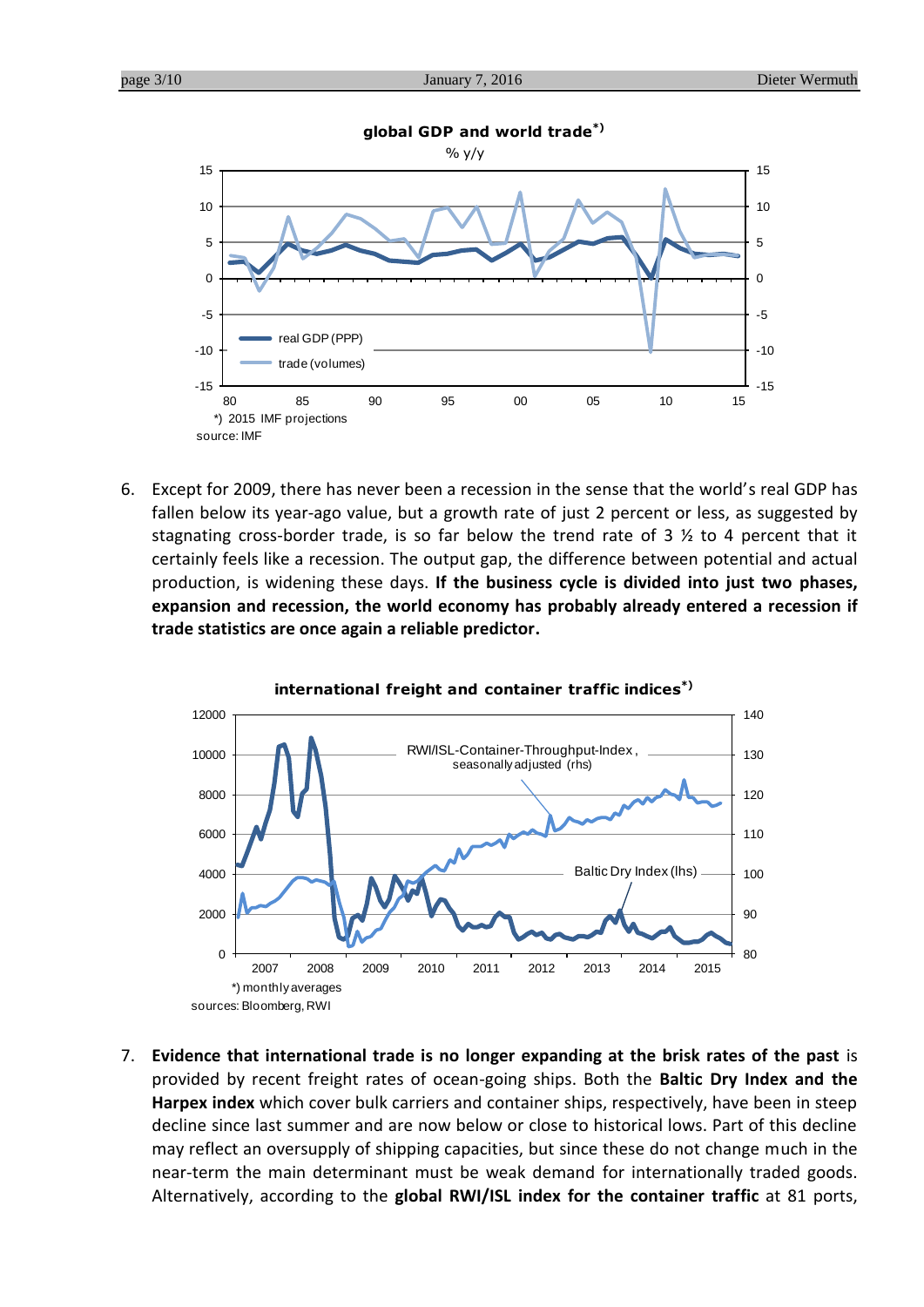**global GDP and world trade*)**

% y/y

*) 2015 IMF projections

source: IMF

6. Except for 2009, there has never been a recession in the sense that the world's real GDP has fallen below its year-ago value, but a growth rate of just 2 percent or less, as suggested by stagnating cross-border trade, is so far below the trend rate of 3 ½ to 4 percent that it certainly feels like a recession. The output gap, the difference between potential and actual production, is widening these days. **If the business cycle is divided into just two phases, expansion and recession, the world economy has probably already entered a recession if trade statistics are once again a reliable predictor.**

**international freight and container traffic indices*)**

*) monthly averages

sources: Bloomberg, RWI

7. **Evidence that international trade is no longer expanding at the brisk rates of the past** is provided by recent freight rates of ocean-going ships. Both the **Baltic Dry Index and the Harpex index** which cover bulk carriers and container ships, respectively, have been in steep decline since last summer and are now below or close to historical lows. Part of this decline may reflect an oversupply of shipping capacities, but since these do not change much in the near-term the main determinant must be weak demand for internationally traded goods. Alternatively, according to the **global RWI/ISL index for the container traffic** at 81 ports,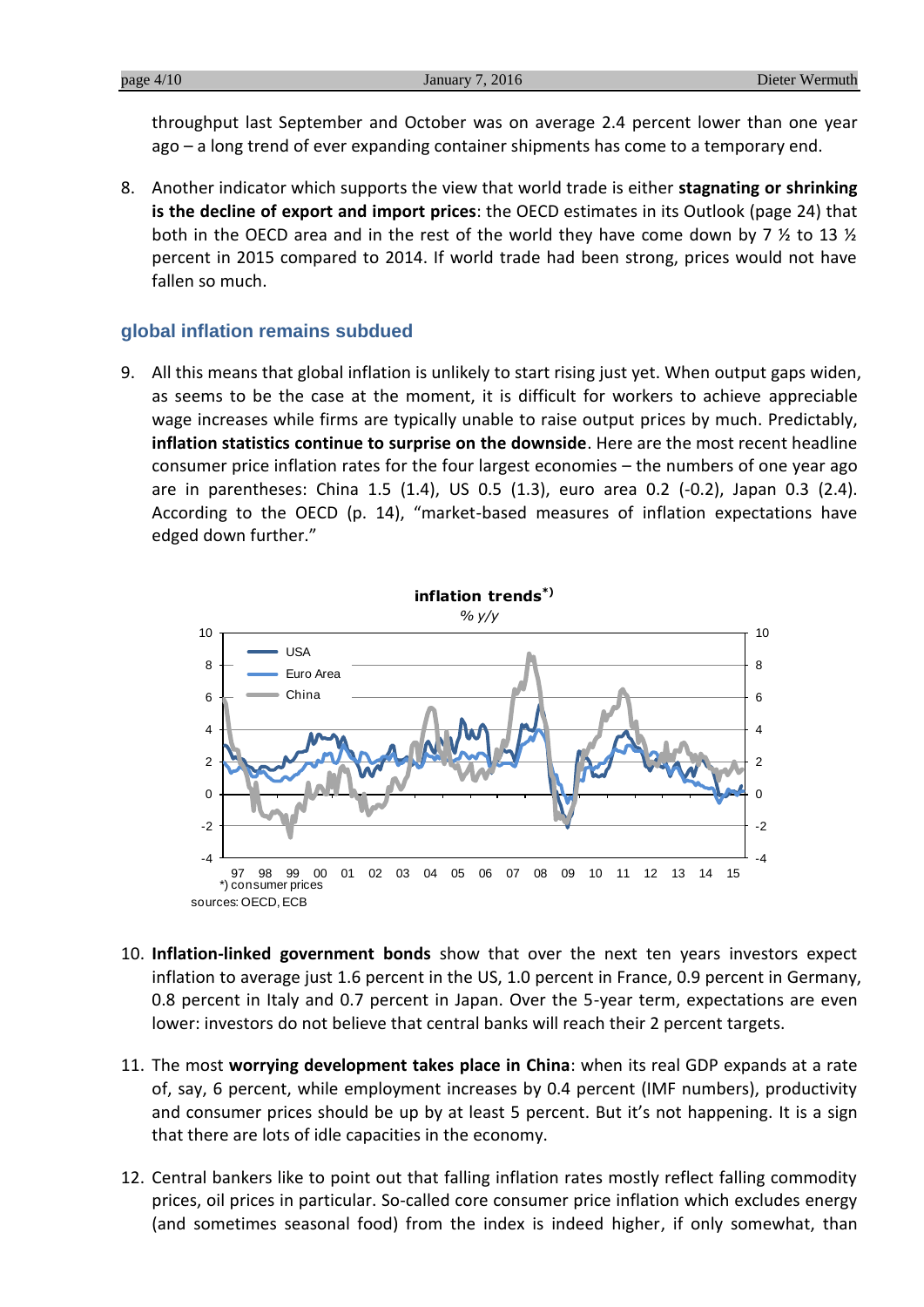throughput last September and October was on average 2.4 percent lower than one year ago – a long trend of ever expanding container shipments has come to a temporary end.

8. Another indicator which supports the view that world trade is either **stagnating or shrinking is the decline of export and import prices**: the OECD estimates in its Outlook (page 24) that both in the OECD area and in the rest of the world they have come down by 7 ½ to 13 ½ percent in 2015 compared to 2014. If world trade had been strong, prices would not have fallen so much.

## global inflation remains subdued

9. All this means that global inflation is unlikely to start rising just yet. When output gaps widen, as seems to be the case at the moment, it is difficult for workers to achieve appreciable wage increases while firms are typically unable to raise output prices by much. Predictably, **inflation statistics continue to surprise on the downside**. Here are the most recent headline consumer price inflation rates for the four largest economies – the numbers of one year ago are in parentheses: China 1.5 (1.4), US 0.5 (1.3), euro area 0.2 (-0.2), Japan 0.3 (2.4). According to the OECD (p. 14), "market-based measures of inflation expectations have edged down further."

**inflation trends*)**
*% y/y*

*) consumer prices
sources: OECD, ECB

10. **Inflation-linked government bonds** show that over the next ten years investors expect inflation to average just 1.6 percent in the US, 1.0 percent in France, 0.9 percent in Germany, 0.8 percent in Italy and 0.7 percent in Japan. Over the 5-year term, expectations are even lower: investors do not believe that central banks will reach their 2 percent targets.

11. The most **worrying development takes place in China**: when its real GDP expands at a rate of, say, 6 percent, while employment increases by 0.4 percent (IMF numbers), productivity and consumer prices should be up by at least 5 percent. But it's not happening. It is a sign that there are lots of idle capacities in the economy.

12. Central bankers like to point out that falling inflation rates mostly reflect falling commodity prices, oil prices in particular. So-called core consumer price inflation which excludes energy (and sometimes seasonal food) from the index is indeed higher, if only somewhat, than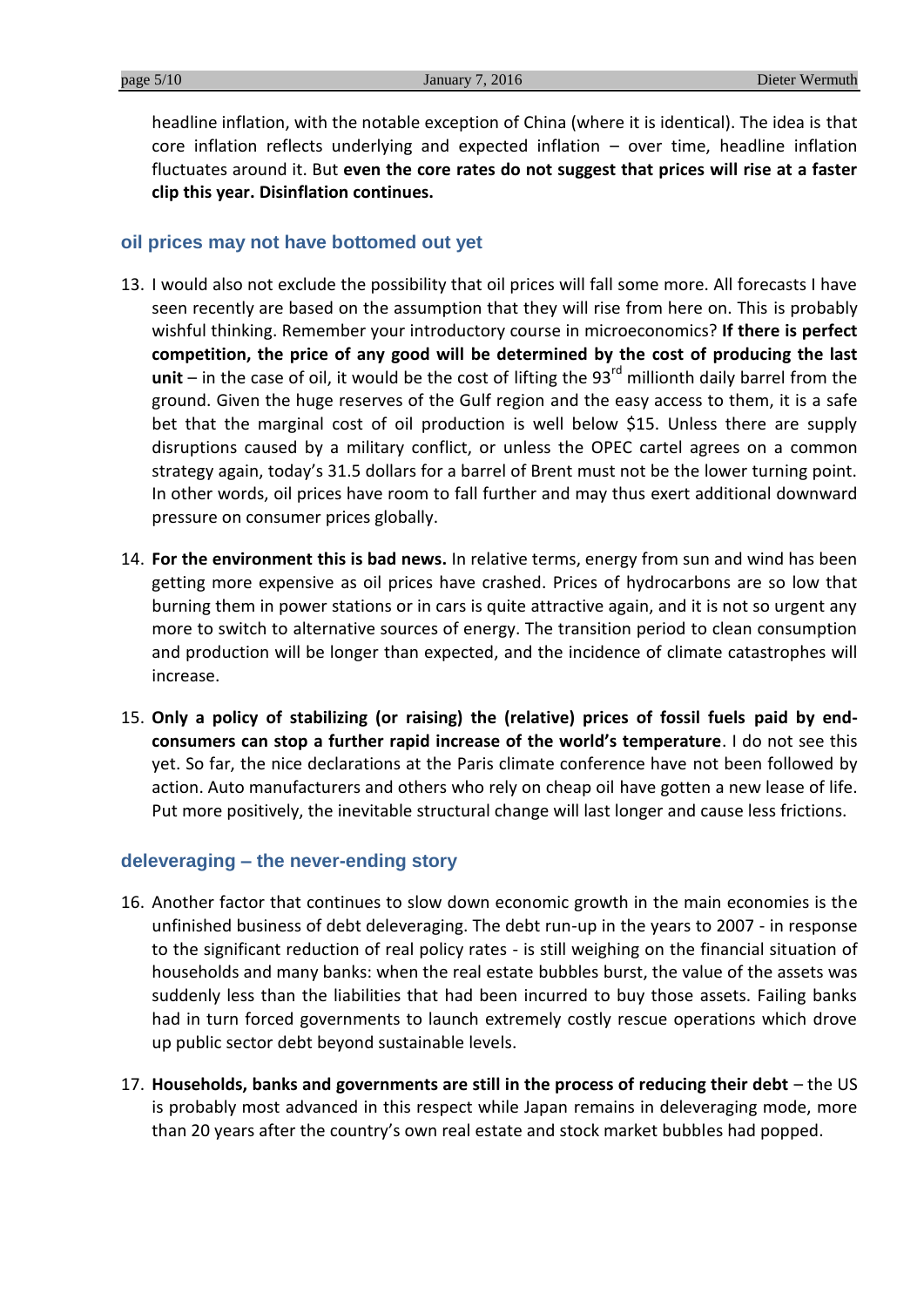headline inflation, with the notable exception of China (where it is identical). The idea is that core inflation reflects underlying and expected inflation – over time, headline inflation fluctuates around it. But **even the core rates do not suggest that prices will rise at a faster clip this year. Disinflation continues.**

### oil prices may not have bottomed out yet

13. I would also not exclude the possibility that oil prices will fall some more. All forecasts I have seen recently are based on the assumption that they will rise from here on. This is probably wishful thinking. Remember your introductory course in microeconomics? **If there is perfect competition, the price of any good will be determined by the cost of producing the last unit** – in the case of oil, it would be the cost of lifting the 93rd millionth daily barrel from the ground. Given the huge reserves of the Gulf region and the easy access to them, it is a safe bet that the marginal cost of oil production is well below $15. Unless there are supply disruptions caused by a military conflict, or unless the OPEC cartel agrees on a common strategy again, today's 31.5 dollars for a barrel of Brent must not be the lower turning point. In other words, oil prices have room to fall further and may thus exert additional downward pressure on consumer prices globally.

14. **For the environment this is bad news.** In relative terms, energy from sun and wind has been getting more expensive as oil prices have crashed. Prices of hydrocarbons are so low that burning them in power stations or in cars is quite attractive again, and it is not so urgent any more to switch to alternative sources of energy. The transition period to clean consumption and production will be longer than expected, and the incidence of climate catastrophes will increase.

15. **Only a policy of stabilizing (or raising) the (relative) prices of fossil fuels paid by end-consumers can stop a further rapid increase of the world's temperature**. I do not see this yet. So far, the nice declarations at the Paris climate conference have not been followed by action. Auto manufacturers and others who rely on cheap oil have gotten a new lease of life. Put more positively, the inevitable structural change will last longer and cause less frictions.

### deleveraging – the never-ending story

16. Another factor that continues to slow down economic growth in the main economies is the unfinished business of debt deleveraging. The debt run-up in the years to 2007 - in response to the significant reduction of real policy rates - is still weighing on the financial situation of households and many banks: when the real estate bubbles burst, the value of the assets was suddenly less than the liabilities that had been incurred to buy those assets. Failing banks had in turn forced governments to launch extremely costly rescue operations which drove up public sector debt beyond sustainable levels.

17. **Households, banks and governments are still in the process of reducing their debt** – the US is probably most advanced in this respect while Japan remains in deleveraging mode, more than 20 years after the country's own real estate and stock market bubbles had popped.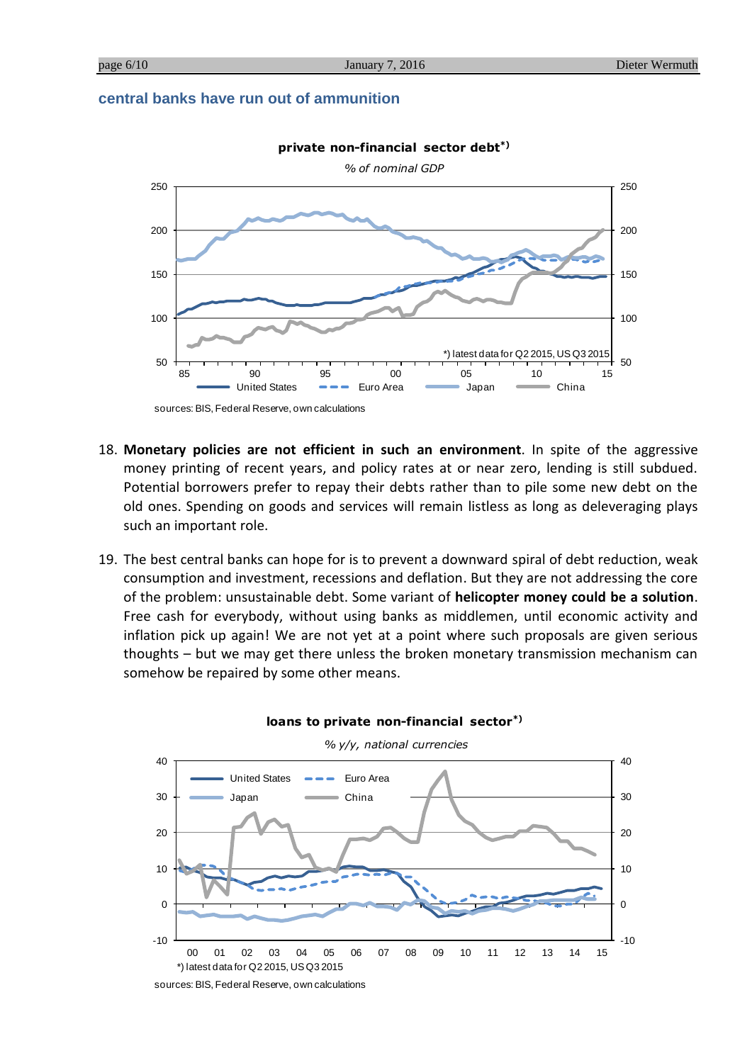## central banks have run out of ammunition

**private non-financial sector debt*)**

*% of nominal GDP*

*) latest data for Q2 2015, US Q3 2015

sources: BIS, Federal Reserve, own calculations

18. **Monetary policies are not efficient in such an environment**. In spite of the aggressive money printing of recent years, and policy rates at or near zero, lending is still subdued. Potential borrowers prefer to repay their debts rather than to pile some new debt on the old ones. Spending on goods and services will remain listless as long as deleveraging plays such an important role.

19. The best central banks can hope for is to prevent a downward spiral of debt reduction, weak consumption and investment, recessions and deflation. But they are not addressing the core of the problem: unsustainable debt. Some variant of **helicopter money could be a solution**. Free cash for everybody, without using banks as middlemen, until economic activity and inflation pick up again! We are not yet at a point where such proposals are given serious thoughts – but we may get there unless the broken monetary transmission mechanism can somehow be repaired by some other means.

**loans to private non-financial sector*)**

*% y/y, national currencies*

*) latest data for Q2 2015, US Q3 2015

sources: BIS, Federal Reserve, own calculations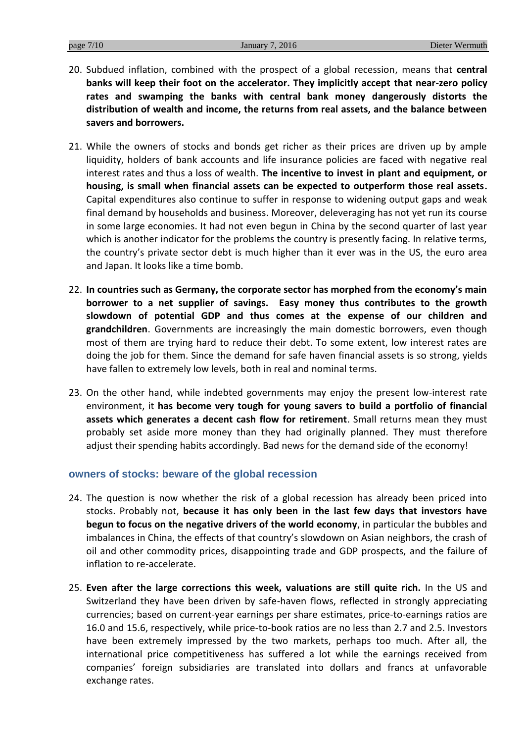20. Subdued inflation, combined with the prospect of a global recession, means that **central banks will keep their foot on the accelerator. They implicitly accept that near-zero policy rates and swamping the banks with central bank money dangerously distorts the distribution of wealth and income, the returns from real assets, and the balance between savers and borrowers.**

21. While the owners of stocks and bonds get richer as their prices are driven up by ample liquidity, holders of bank accounts and life insurance policies are faced with negative real interest rates and thus a loss of wealth. **The incentive to invest in plant and equipment, or housing, is small when financial assets can be expected to outperform those real assets.** Capital expenditures also continue to suffer in response to widening output gaps and weak final demand by households and business. Moreover, deleveraging has not yet run its course in some large economies. It had not even begun in China by the second quarter of last year which is another indicator for the problems the country is presently facing. In relative terms, the country's private sector debt is much higher than it ever was in the US, the euro area and Japan. It looks like a time bomb.

22. **In countries such as Germany, the corporate sector has morphed from the economy's main borrower to a net supplier of savings. Easy money thus contributes to the growth slowdown of potential GDP and thus comes at the expense of our children and grandchildren**. Governments are increasingly the main domestic borrowers, even though most of them are trying hard to reduce their debt. To some extent, low interest rates are doing the job for them. Since the demand for safe haven financial assets is so strong, yields have fallen to extremely low levels, both in real and nominal terms.

23. On the other hand, while indebted governments may enjoy the present low-interest rate environment, it **has become very tough for young savers to build a portfolio of financial assets which generates a decent cash flow for retirement**. Small returns mean they must probably set aside more money than they had originally planned. They must therefore adjust their spending habits accordingly. Bad news for the demand side of the economy!

## owners of stocks: beware of the global recession

24. The question is now whether the risk of a global recession has already been priced into stocks. Probably not, **because it has only been in the last few days that investors have begun to focus on the negative drivers of the world economy**, in particular the bubbles and imbalances in China, the effects of that country's slowdown on Asian neighbors, the crash of oil and other commodity prices, disappointing trade and GDP prospects, and the failure of inflation to re-accelerate.

25. **Even after the large corrections this week, valuations are still quite rich.** In the US and Switzerland they have been driven by safe-haven flows, reflected in strongly appreciating currencies; based on current-year earnings per share estimates, price-to-earnings ratios are 16.0 and 15.6, respectively, while price-to-book ratios are no less than 2.7 and 2.5. Investors have been extremely impressed by the two markets, perhaps too much. After all, the international price competitiveness has suffered a lot while the earnings received from companies' foreign subsidiaries are translated into dollars and francs at unfavorable exchange rates.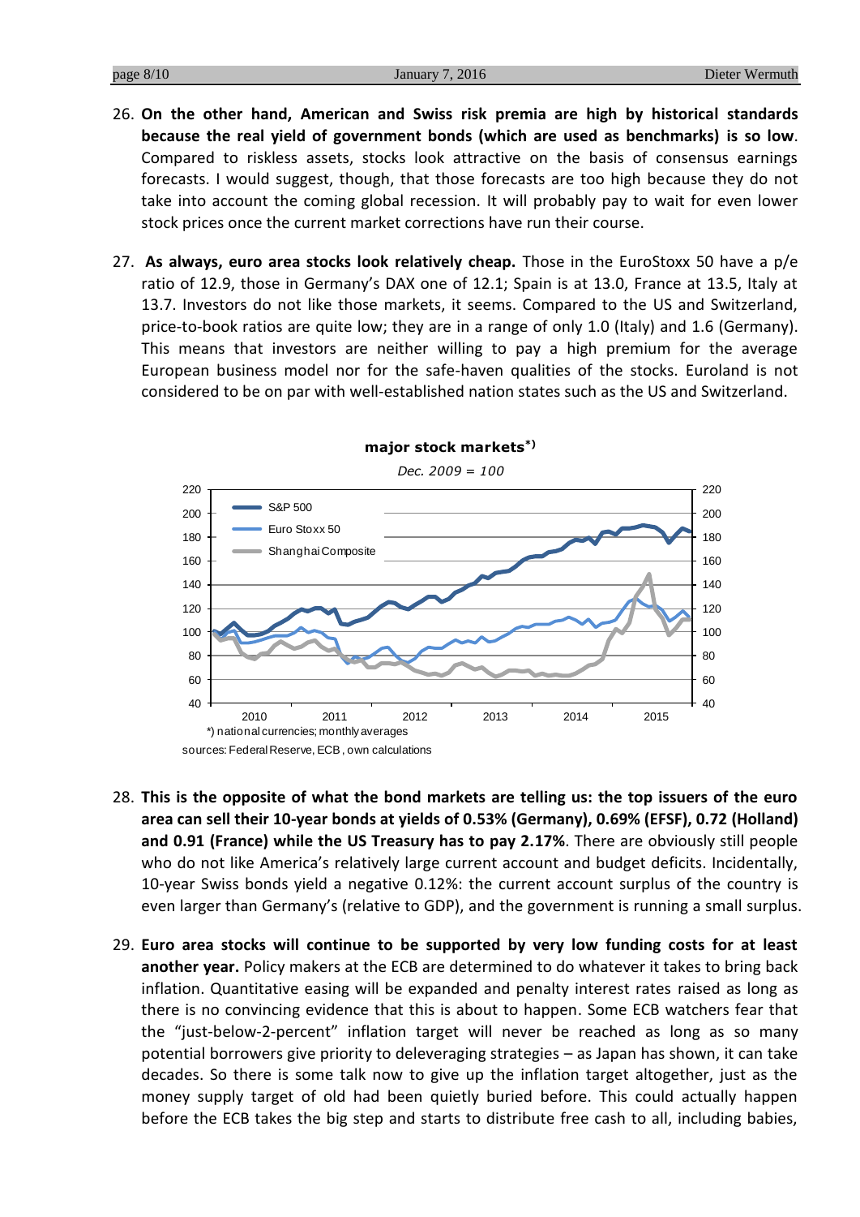26. **On the other hand, American and Swiss risk premia are high by historical standards because the real yield of government bonds (which are used as benchmarks) is so low**. Compared to riskless assets, stocks look attractive on the basis of consensus earnings forecasts. I would suggest, though, that those forecasts are too high because they do not take into account the coming global recession. It will probably pay to wait for even lower stock prices once the current market corrections have run their course.

27. **As always, euro area stocks look relatively cheap.** Those in the EuroStoxx 50 have a p/e ratio of 12.9, those in Germany's DAX one of 12.1; Spain is at 13.0, France at 13.5, Italy at 13.7. Investors do not like those markets, it seems. Compared to the US and Switzerland, price-to-book ratios are quite low; they are in a range of only 1.0 (Italy) and 1.6 (Germany). This means that investors are neither willing to pay a high premium for the average European business model nor for the safe-haven qualities of the stocks. Euroland is not considered to be on par with well-established nation states such as the US and Switzerland.

**major stock markets*)**

*Dec. 2009 = 100*

*) national currencies; monthly averages

sources: Federal Reserve, ECB, own calculations

28. **This is the opposite of what the bond markets are telling us: the top issuers of the euro area can sell their 10-year bonds at yields of 0.53% (Germany), 0.69% (EFSF), 0.72 (Holland) and 0.91 (France) while the US Treasury has to pay 2.17%**. There are obviously still people who do not like America's relatively large current account and budget deficits. Incidentally, 10-year Swiss bonds yield a negative 0.12%: the current account surplus of the country is even larger than Germany's (relative to GDP), and the government is running a small surplus.

29. **Euro area stocks will continue to be supported by very low funding costs for at least another year.** Policy makers at the ECB are determined to do whatever it takes to bring back inflation. Quantitative easing will be expanded and penalty interest rates raised as long as there is no convincing evidence that this is about to happen. Some ECB watchers fear that the "just-below-2-percent" inflation target will never be reached as long as so many potential borrowers give priority to deleveraging strategies – as Japan has shown, it can take decades. So there is some talk now to give up the inflation target altogether, just as the money supply target of old had been quietly buried before. This could actually happen before the ECB takes the big step and starts to distribute free cash to all, including babies,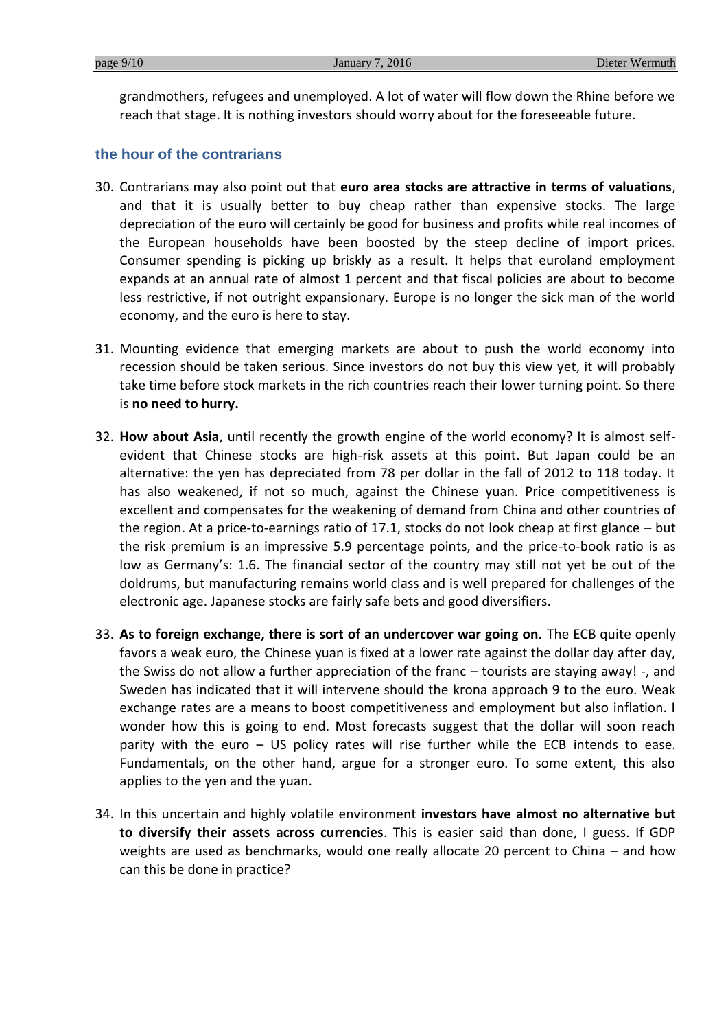grandmothers, refugees and unemployed. A lot of water will flow down the Rhine before we reach that stage. It is nothing investors should worry about for the foreseeable future.

## the hour of the contrarians

30. Contrarians may also point out that **euro area stocks are attractive in terms of valuations**, and that it is usually better to buy cheap rather than expensive stocks. The large depreciation of the euro will certainly be good for business and profits while real incomes of the European households have been boosted by the steep decline of import prices. Consumer spending is picking up briskly as a result. It helps that euroland employment expands at an annual rate of almost 1 percent and that fiscal policies are about to become less restrictive, if not outright expansionary. Europe is no longer the sick man of the world economy, and the euro is here to stay.

31. Mounting evidence that emerging markets are about to push the world economy into recession should be taken serious. Since investors do not buy this view yet, it will probably take time before stock markets in the rich countries reach their lower turning point. So there is **no need to hurry.**

32. **How about Asia**, until recently the growth engine of the world economy? It is almost self-evident that Chinese stocks are high-risk assets at this point. But Japan could be an alternative: the yen has depreciated from 78 per dollar in the fall of 2012 to 118 today. It has also weakened, if not so much, against the Chinese yuan. Price competitiveness is excellent and compensates for the weakening of demand from China and other countries of the region. At a price-to-earnings ratio of 17.1, stocks do not look cheap at first glance – but the risk premium is an impressive 5.9 percentage points, and the price-to-book ratio is as low as Germany's: 1.6. The financial sector of the country may still not yet be out of the doldrums, but manufacturing remains world class and is well prepared for challenges of the electronic age. Japanese stocks are fairly safe bets and good diversifiers.

33. **As to foreign exchange, there is sort of an undercover war going on.** The ECB quite openly favors a weak euro, the Chinese yuan is fixed at a lower rate against the dollar day after day, the Swiss do not allow a further appreciation of the franc – tourists are staying away! -, and Sweden has indicated that it will intervene should the krona approach 9 to the euro. Weak exchange rates are a means to boost competitiveness and employment but also inflation. I wonder how this is going to end. Most forecasts suggest that the dollar will soon reach parity with the euro – US policy rates will rise further while the ECB intends to ease. Fundamentals, on the other hand, argue for a stronger euro. To some extent, this also applies to the yen and the yuan.

34. In this uncertain and highly volatile environment **investors have almost no alternative but to diversify their assets across currencies**. This is easier said than done, I guess. If GDP weights are used as benchmarks, would one really allocate 20 percent to China – and how can this be done in practice?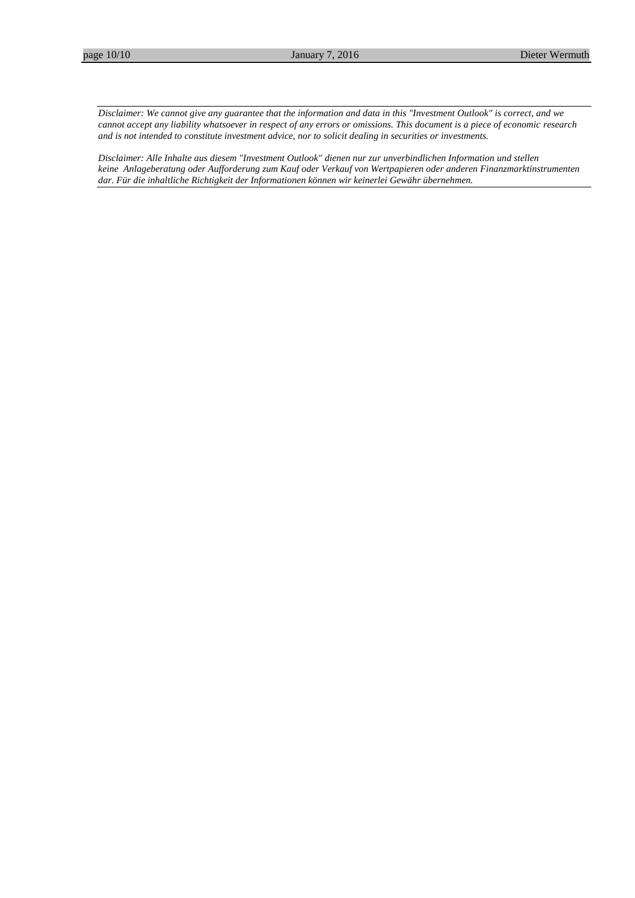*Disclaimer: We cannot give any guarantee that the information and data in this "Investment Outlook" is correct, and we cannot accept any liability whatsoever in respect of any errors or omissions. This document is a piece of economic research and is not intended to constitute investment advice, nor to solicit dealing in securities or investments.*

*Disclaimer: Alle Inhalte aus diesem "Investment Outlook" dienen nur zur unverbindlichen Information und stellen keine Anlageberatung oder Aufforderung zum Kauf oder Verkauf von Wertpapieren oder anderen Finanzmarktinstrumenten dar. Für die inhaltliche Richtigkeit der Informationen können wir keinerlei Gewähr übernehmen.*